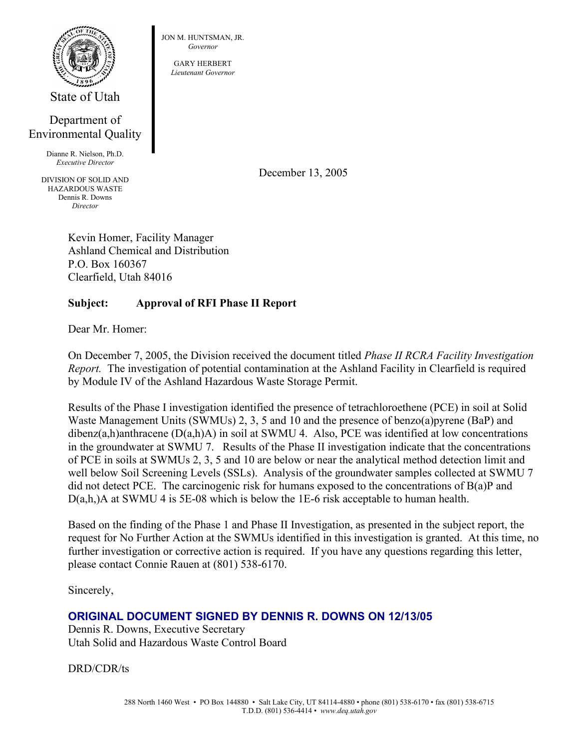State of Utah

Department of Environmental Quality

Dianne R. Nielson, Ph.D.
*Executive Director*

DIVISION OF SOLID AND HAZARDOUS WASTE
Dennis R. Downs
*Director*

JON M. HUNTSMAN, JR.
*Governor*

GARY HERBERT
*Lieutenant Governor*

December 13, 2005

Kevin Homer, Facility Manager
Ashland Chemical and Distribution
P.O. Box 160367
Clearfield, Utah 84016

**Subject: Approval of RFI Phase II Report**

Dear Mr. Homer:

On December 7, 2005, the Division received the document titled *Phase II RCRA Facility Investigation Report.* The investigation of potential contamination at the Ashland Facility in Clearfield is required by Module IV of the Ashland Hazardous Waste Storage Permit.

Results of the Phase I investigation identified the presence of tetrachloroethene (PCE) in soil at Solid Waste Management Units (SWMUs) 2, 3, 5 and 10 and the presence of benzo(a)pyrene (BaP) and dibenz(a,h)anthracene (D(a,h)A) in soil at SWMU 4. Also, PCE was identified at low concentrations in the groundwater at SWMU 7. Results of the Phase II investigation indicate that the concentrations of PCE in soils at SWMUs 2, 3, 5 and 10 are below or near the analytical method detection limit and well below Soil Screening Levels (SSLs). Analysis of the groundwater samples collected at SWMU 7 did not detect PCE. The carcinogenic risk for humans exposed to the concentrations of B(a)P and D(a,h,)A at SWMU 4 is 5E-08 which is below the 1E-6 risk acceptable to human health.

Based on the finding of the Phase 1 and Phase II Investigation, as presented in the subject report, the request for No Further Action at the SWMUs identified in this investigation is granted. At this time, no further investigation or corrective action is required. If you have any questions regarding this letter, please contact Connie Rauen at (801) 538-6170.

Sincerely,

**ORIGINAL DOCUMENT SIGNED BY DENNIS R. DOWNS ON 12/13/05**
Dennis R. Downs, Executive Secretary
Utah Solid and Hazardous Waste Control Board

DRD/CDR/ts

288 North 1460 West • PO Box 144880 • Salt Lake City, UT 84114-4880 • phone (801) 538-6170 • fax (801) 538-6715
T.D.D. (801) 536-4414 • *www.deq.utah.gov*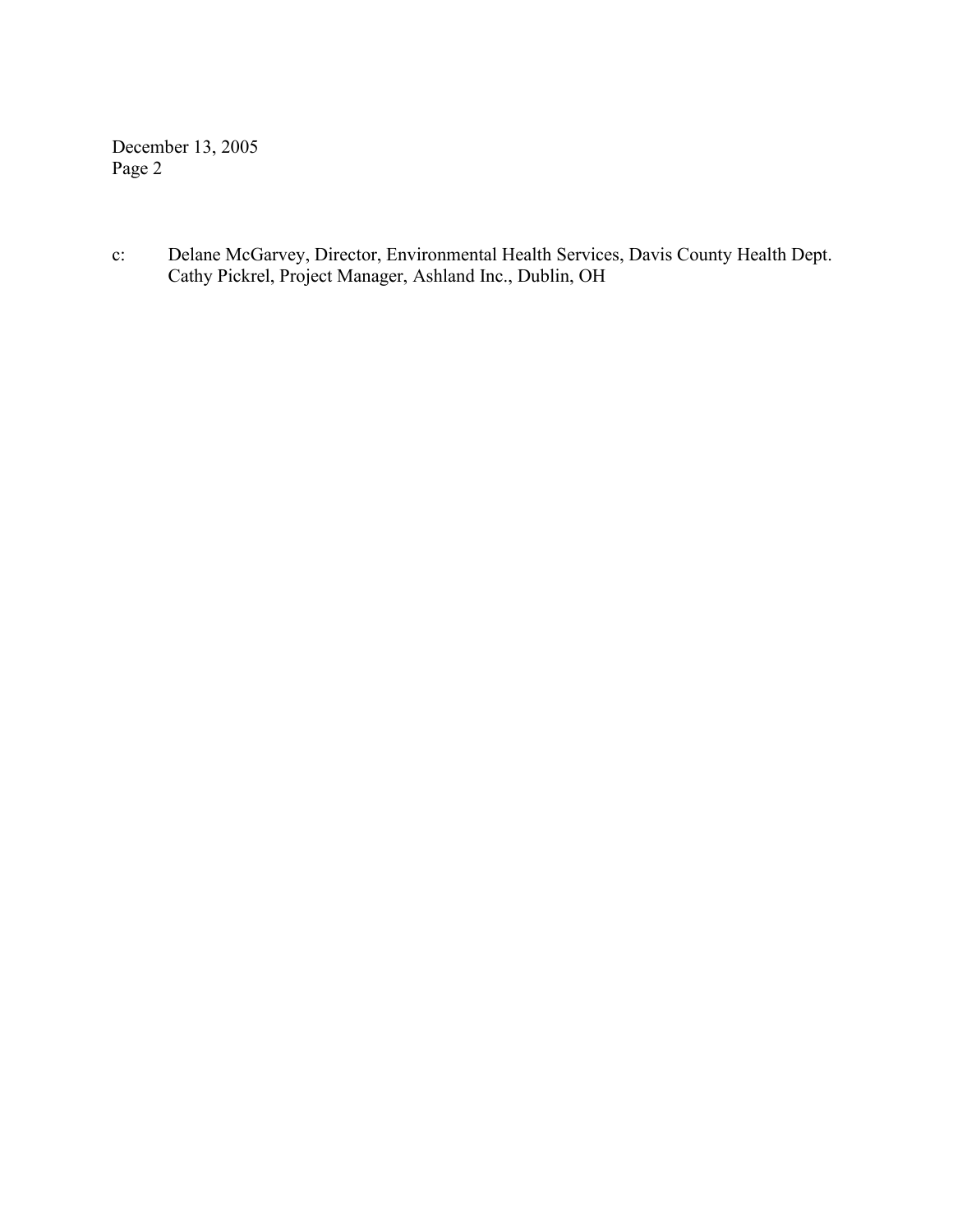c: Delane McGarvey, Director, Environmental Health Services, Davis County Health Dept.
Cathy Pickrel, Project Manager, Ashland Inc., Dublin, OH